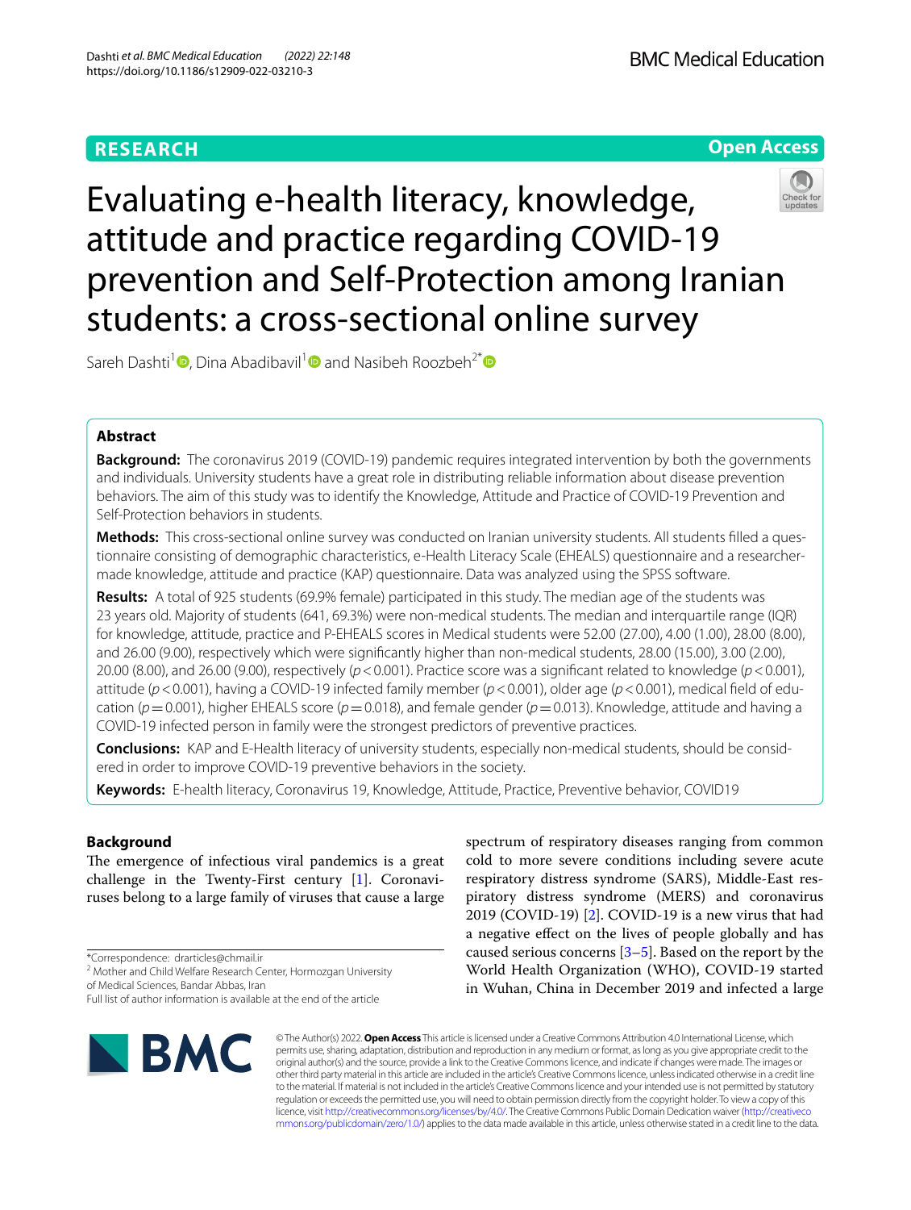RESEARCH

Open Access

# Evaluating e-health literacy, knowledge, attitude and practice regarding COVID-19 prevention and Self-Protection among Iranian students: a cross-sectional online survey

Sareh Dashti[1], Dina Abadibavil[1] and Nasibeh Roozbeh[2*]

## Abstract

**Background:** The coronavirus 2019 (COVID-19) pandemic requires integrated intervention by both the governments and individuals. University students have a great role in distributing reliable information about disease prevention behaviors. The aim of this study was to identify the Knowledge, Attitude and Practice of COVID-19 Prevention and Self-Protection behaviors in students.

**Methods:** This cross-sectional online survey was conducted on Iranian university students. All students filled a questionnaire consisting of demographic characteristics, e-Health Literacy Scale (EHEALS) questionnaire and a researcher-made knowledge, attitude and practice (KAP) questionnaire. Data was analyzed using the SPSS software.

**Results:** A total of 925 students (69.9% female) participated in this study. The median age of the students was 23 years old. Majority of students (641, 69.3%) were non-medical students. The median and interquartile range (IQR) for knowledge, attitude, practice and P-EHEALS scores in Medical students were 52.00 (27.00), 4.00 (1.00), 28.00 (8.00), and 26.00 (9.00), respectively which were significantly higher than non-medical students, 28.00 (15.00), 3.00 (2.00), 20.00 (8.00), and 26.00 (9.00), respectively ($p<0.001$). Practice score was a significant related to knowledge ($p<0.001$), attitude ($p<0.001$), having a COVID-19 infected family member ($p<0.001$), older age ($p<0.001$), medical field of education ($p=0.001$), higher EHEALS score ($p=0.018$), and female gender ($p=0.013$). Knowledge, attitude and having a COVID-19 infected person in family were the strongest predictors of preventive practices.

**Conclusions:** KAP and E-Health literacy of university students, especially non-medical students, should be considered in order to improve COVID-19 preventive behaviors in the society.

**Keywords:** E-health literacy, Coronavirus 19, Knowledge, Attitude, Practice, Preventive behavior, COVID19

## Background

The emergence of infectious viral pandemics is a great challenge in the Twenty-First century [1]. Coronaviruses belong to a large family of viruses that cause a large spectrum of respiratory diseases ranging from common cold to more severe conditions including severe acute respiratory distress syndrome (SARS), Middle-East respiratory distress syndrome (MERS) and coronavirus 2019 (COVID-19) [2]. COVID-19 is a new virus that had a negative effect on the lives of people globally and has caused serious concerns [3–5]. Based on the report by the World Health Organization (WHO), COVID-19 started in Wuhan, China in December 2019 and infected a large

*Correspondence: drarticles@chmail.ir
[2] Mother and Child Welfare Research Center, Hormozgan University of Medical Sciences, Bandar Abbas, Iran
Full list of author information is available at the end of the article

© The Author(s) 2022. **Open Access** This article is licensed under a Creative Commons Attribution 4.0 International License, which permits use, sharing, adaptation, distribution and reproduction in any medium or format, as long as you give appropriate credit to the original author(s) and the source, provide a link to the Creative Commons licence, and indicate if changes were made. The images or other third party material in this article are included in the article's Creative Commons licence, unless indicated otherwise in a credit line to the material. If material is not included in the article's Creative Commons licence and your intended use is not permitted by statutory regulation or exceeds the permitted use, you will need to obtain permission directly from the copyright holder. To view a copy of this licence, visit http://creativecommons.org/licenses/by/4.0/. The Creative Commons Public Domain Dedication waiver (http://creativecommons.org/publicdomain/zero/1.0/) applies to the data made available in this article, unless otherwise stated in a credit line to the data.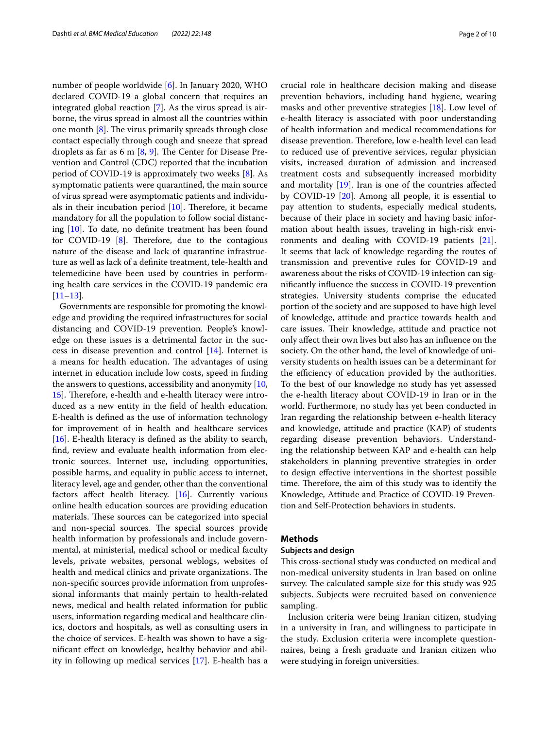number of people worldwide [6]. In January 2020, WHO declared COVID-19 a global concern that requires an integrated global reaction [7]. As the virus spread is airborne, the virus spread in almost all the countries within one month [8]. The virus primarily spreads through close contact especially through cough and sneeze that spread droplets as far as 6 m [8, 9]. The Center for Disease Prevention and Control (CDC) reported that the incubation period of COVID-19 is approximately two weeks [8]. As symptomatic patients were quarantined, the main source of virus spread were asymptomatic patients and individuals in their incubation period [10]. Therefore, it became mandatory for all the population to follow social distancing [10]. To date, no definite treatment has been found for COVID-19 [8]. Therefore, due to the contagious nature of the disease and lack of quarantine infrastructure as well as lack of a definite treatment, tele-health and telemedicine have been used by countries in performing health care services in the COVID-19 pandemic era [11–13].

Governments are responsible for promoting the knowledge and providing the required infrastructures for social distancing and COVID-19 prevention. People's knowledge on these issues is a detrimental factor in the success in disease prevention and control [14]. Internet is a means for health education. The advantages of using internet in education include low costs, speed in finding the answers to questions, accessibility and anonymity [10, 15]. Therefore, e-health and e-health literacy were introduced as a new entity in the field of health education. E-health is defined as the use of information technology for improvement of in health and healthcare services [16]. E-health literacy is defined as the ability to search, find, review and evaluate health information from electronic sources. Internet use, including opportunities, possible harms, and equality in public access to internet, literacy level, age and gender, other than the conventional factors affect health literacy. [16]. Currently various online health education sources are providing education materials. These sources can be categorized into special and non-special sources. The special sources provide health information by professionals and include governmental, at ministerial, medical school or medical faculty levels, private websites, personal weblogs, websites of health and medical clinics and private organizations. The non-specific sources provide information from unprofessional informants that mainly pertain to health-related news, medical and health related information for public users, information regarding medical and healthcare clinics, doctors and hospitals, as well as consulting users in the choice of services. E-health was shown to have a significant effect on knowledge, healthy behavior and ability in following up medical services [17]. E-health has a crucial role in healthcare decision making and disease prevention behaviors, including hand hygiene, wearing masks and other preventive strategies [18]. Low level of e-health literacy is associated with poor understanding of health information and medical recommendations for disease prevention. Therefore, low e-health level can lead to reduced use of preventive services, regular physician visits, increased duration of admission and increased treatment costs and subsequently increased morbidity and mortality [19]. Iran is one of the countries affected by COVID-19 [20]. Among all people, it is essential to pay attention to students, especially medical students, because of their place in society and having basic information about health issues, traveling in high-risk environments and dealing with COVID-19 patients [21]. It seems that lack of knowledge regarding the routes of transmission and preventive rules for COVID-19 and awareness about the risks of COVID-19 infection can significantly influence the success in COVID-19 prevention strategies. University students comprise the educated portion of the society and are supposed to have high level of knowledge, attitude and practice towards health and care issues. Their knowledge, attitude and practice not only affect their own lives but also has an influence on the society. On the other hand, the level of knowledge of university students on health issues can be a determinant for the efficiency of education provided by the authorities. To the best of our knowledge no study has yet assessed the e-health literacy about COVID-19 in Iran or in the world. Furthermore, no study has yet been conducted in Iran regarding the relationship between e-health literacy and knowledge, attitude and practice (KAP) of students regarding disease prevention behaviors. Understanding the relationship between KAP and e-health can help stakeholders in planning preventive strategies in order to design effective interventions in the shortest possible time. Therefore, the aim of this study was to identify the Knowledge, Attitude and Practice of COVID-19 Prevention and Self-Protection behaviors in students.

## Methods

### Subjects and design

This cross-sectional study was conducted on medical and non-medical university students in Iran based on online survey. The calculated sample size for this study was 925 subjects. Subjects were recruited based on convenience sampling.

Inclusion criteria were being Iranian citizen, studying in a university in Iran, and willingness to participate in the study. Exclusion criteria were incomplete questionnaires, being a fresh graduate and Iranian citizen who were studying in foreign universities.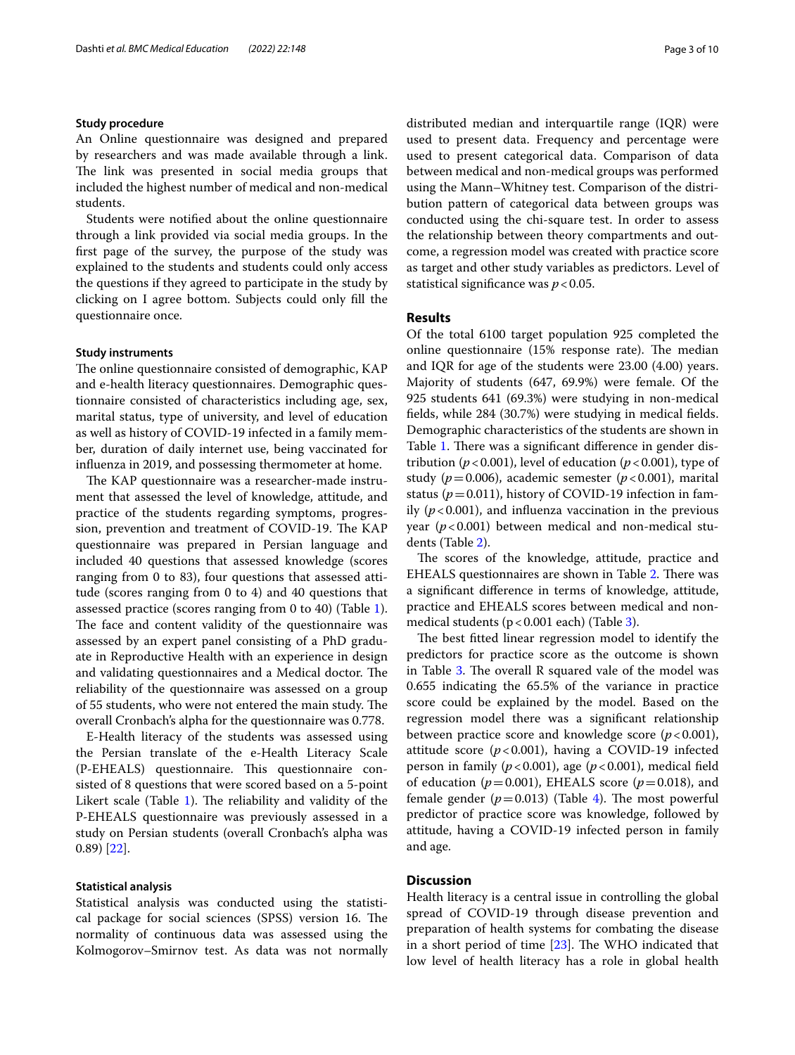### Study procedure

An Online questionnaire was designed and prepared by researchers and was made available through a link. The link was presented in social media groups that included the highest number of medical and non-medical students.

Students were notified about the online questionnaire through a link provided via social media groups. In the first page of the survey, the purpose of the study was explained to the students and students could only access the questions if they agreed to participate in the study by clicking on I agree bottom. Subjects could only fill the questionnaire once.

### Study instruments

The online questionnaire consisted of demographic, KAP and e-health literacy questionnaires. Demographic questionnaire consisted of characteristics including age, sex, marital status, type of university, and level of education as well as history of COVID-19 infected in a family member, duration of daily internet use, being vaccinated for influenza in 2019, and possessing thermometer at home.

The KAP questionnaire was a researcher-made instrument that assessed the level of knowledge, attitude, and practice of the students regarding symptoms, progression, prevention and treatment of COVID-19. The KAP questionnaire was prepared in Persian language and included 40 questions that assessed knowledge (scores ranging from 0 to 83), four questions that assessed attitude (scores ranging from 0 to 4) and 40 questions that assessed practice (scores ranging from 0 to 40) (Table 1). The face and content validity of the questionnaire was assessed by an expert panel consisting of a PhD graduate in Reproductive Health with an experience in design and validating questionnaires and a Medical doctor. The reliability of the questionnaire was assessed on a group of 55 students, who were not entered the main study. The overall Cronbach's alpha for the questionnaire was 0.778.

E-Health literacy of the students was assessed using the Persian translate of the e-Health Literacy Scale (P-EHEALS) questionnaire. This questionnaire consisted of 8 questions that were scored based on a 5-point Likert scale (Table 1). The reliability and validity of the P-EHEALS questionnaire was previously assessed in a study on Persian students (overall Cronbach's alpha was 0.89) [22].

### Statistical analysis

Statistical analysis was conducted using the statistical package for social sciences (SPSS) version 16. The normality of continuous data was assessed using the Kolmogorov–Smirnov test. As data was not normally distributed median and interquartile range (IQR) were used to present data. Frequency and percentage were used to present categorical data. Comparison of data between medical and non-medical groups was performed using the Mann–Whitney test. Comparison of the distribution pattern of categorical data between groups was conducted using the chi-square test. In order to assess the relationship between theory compartments and outcome, a regression model was created with practice score as target and other study variables as predictors. Level of statistical significance was $p<0.05$.

## Results

Of the total 6100 target population 925 completed the online questionnaire (15% response rate). The median and IQR for age of the students were 23.00 (4.00) years. Majority of students (647, 69.9%) were female. Of the 925 students 641 (69.3%) were studying in non-medical fields, while 284 (30.7%) were studying in medical fields. Demographic characteristics of the students are shown in Table 1. There was a significant difference in gender distribution ($p<0.001$), level of education ($p<0.001$), type of study ($p=0.006$), academic semester ($p<0.001$), marital status ($p=0.011$), history of COVID-19 infection in family ($p<0.001$), and influenza vaccination in the previous year ($p<0.001$) between medical and non-medical students (Table 2).

The scores of the knowledge, attitude, practice and EHEALS questionnaires are shown in Table 2. There was a significant difference in terms of knowledge, attitude, practice and EHEALS scores between medical and non-medical students ($p<0.001$ each) (Table 3).

The best fitted linear regression model to identify the predictors for practice score as the outcome is shown in Table 3. The overall R squared vale of the model was 0.655 indicating the 65.5% of the variance in practice score could be explained by the model. Based on the regression model there was a significant relationship between practice score and knowledge score ($p<0.001$), attitude score ($p<0.001$), having a COVID-19 infected person in family ($p<0.001$), age ($p<0.001$), medical field of education ($p=0.001$), EHEALS score ($p=0.018$), and female gender ($p=0.013$) (Table 4). The most powerful predictor of practice score was knowledge, followed by attitude, having a COVID-19 infected person in family and age.

## Discussion

Health literacy is a central issue in controlling the global spread of COVID-19 through disease prevention and preparation of health systems for combating the disease in a short period of time [23]. The WHO indicated that low level of health literacy has a role in global health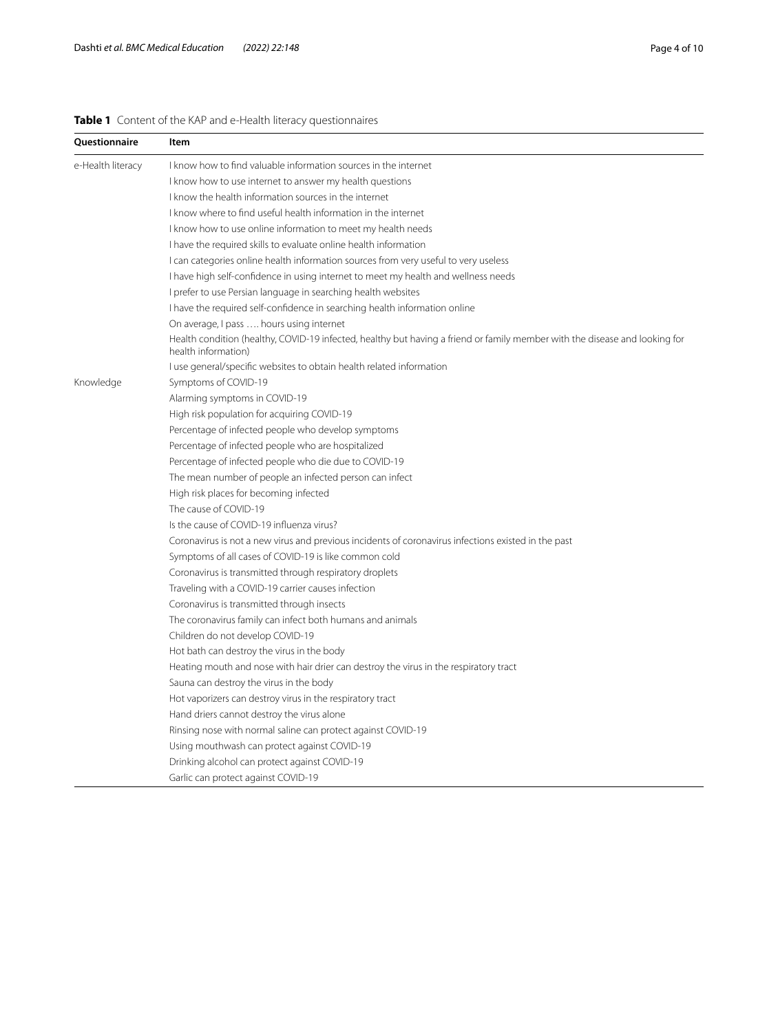**Table 1** Content of the KAP and e-Health literacy questionnaires

| Questionnaire | Item |
| --- | --- |
| e-Health literacy | I know how to find valuable information sources in the internet |
| | I know how to use internet to answer my health questions |
| | I know the health information sources in the internet |
| | I know where to find useful health information in the internet |
| | I know how to use online information to meet my health needs |
| | I have the required skills to evaluate online health information |
| | I can categories online health information sources from very useful to very useless |
| | I have high self-confidence in using internet to meet my health and wellness needs |
| | I prefer to use Persian language in searching health websites |
| | I have the required self-confidence in searching health information online |
| | On average, I pass …. hours using internet |
| | Health condition (healthy, COVID-19 infected, healthy but having a friend or family member with the disease and looking for health information) |
| | I use general/specific websites to obtain health related information |
| Knowledge | Symptoms of COVID-19 |
| | Alarming symptoms in COVID-19 |
| | High risk population for acquiring COVID-19 |
| | Percentage of infected people who develop symptoms |
| | Percentage of infected people who are hospitalized |
| | Percentage of infected people who die due to COVID-19 |
| | The mean number of people an infected person can infect |
| | High risk places for becoming infected |
| | The cause of COVID-19 |
| | Is the cause of COVID-19 influenza virus? |
| | Coronavirus is not a new virus and previous incidents of coronavirus infections existed in the past |
| | Symptoms of all cases of COVID-19 is like common cold |
| | Coronavirus is transmitted through respiratory droplets |
| | Traveling with a COVID-19 carrier causes infection |
| | Coronavirus is transmitted through insects |
| | The coronavirus family can infect both humans and animals |
| | Children do not develop COVID-19 |
| | Hot bath can destroy the virus in the body |
| | Heating mouth and nose with hair drier can destroy the virus in the respiratory tract |
| | Sauna can destroy the virus in the body |
| | Hot vaporizers can destroy virus in the respiratory tract |
| | Hand driers cannot destroy the virus alone |
| | Rinsing nose with normal saline can protect against COVID-19 |
| | Using mouthwash can protect against COVID-19 |
| | Drinking alcohol can protect against COVID-19 |
| | Garlic can protect against COVID-19 |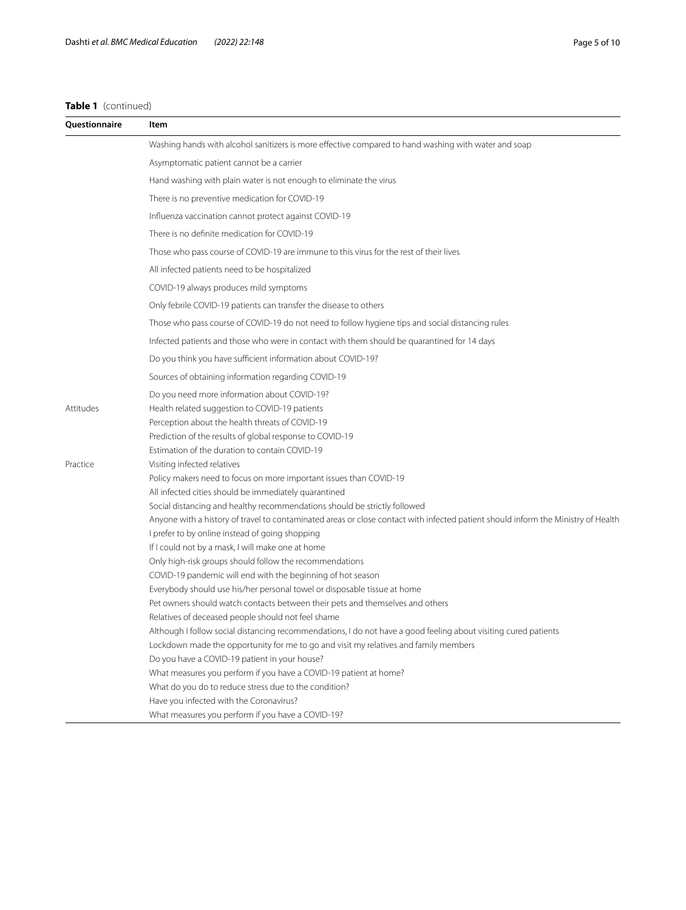**Table 1** (continued)

| Questionnaire | Item |
|---|---|
| | Washing hands with alcohol sanitizers is more effective compared to hand washing with water and soap |
| | Asymptomatic patient cannot be a carrier |
| | Hand washing with plain water is not enough to eliminate the virus |
| | There is no preventive medication for COVID-19 |
| | Influenza vaccination cannot protect against COVID-19 |
| | There is no definite medication for COVID-19 |
| | Those who pass course of COVID-19 are immune to this virus for the rest of their lives |
| | All infected patients need to be hospitalized |
| | COVID-19 always produces mild symptoms |
| | Only febrile COVID-19 patients can transfer the disease to others |
| | Those who pass course of COVID-19 do not need to follow hygiene tips and social distancing rules |
| | Infected patients and those who were in contact with them should be quarantined for 14 days |
| | Do you think you have sufficient information about COVID-19? |
| | Sources of obtaining information regarding COVID-19 |
| | Do you need more information about COVID-19? |
| Attitudes | Health related suggestion to COVID-19 patients |
| | Perception about the health threats of COVID-19 |
| | Prediction of the results of global response to COVID-19 |
| | Estimation of the duration to contain COVID-19 |
| Practice | Visiting infected relatives |
| | Policy makers need to focus on more important issues than COVID-19 |
| | All infected cities should be immediately quarantined |
| | Social distancing and healthy recommendations should be strictly followed |
| | Anyone with a history of travel to contaminated areas or close contact with infected patient should inform the Ministry of Health |
| | I prefer to by online instead of going shopping |
| | If I could not by a mask, I will make one at home |
| | Only high-risk groups should follow the recommendations |
| | COVID-19 pandemic will end with the beginning of hot season |
| | Everybody should use his/her personal towel or disposable tissue at home |
| | Pet owners should watch contacts between their pets and themselves and others |
| | Relatives of deceased people should not feel shame |
| | Although I follow social distancing recommendations, I do not have a good feeling about visiting cured patients |
| | Lockdown made the opportunity for me to go and visit my relatives and family members |
| | Do you have a COVID-19 patient in your house? |
| | What measures you perform if you have a COVID-19 patient at home? |
| | What do you do to reduce stress due to the condition? |
| | Have you infected with the Coronavirus? |
| | What measures you perform if you have a COVID-19? |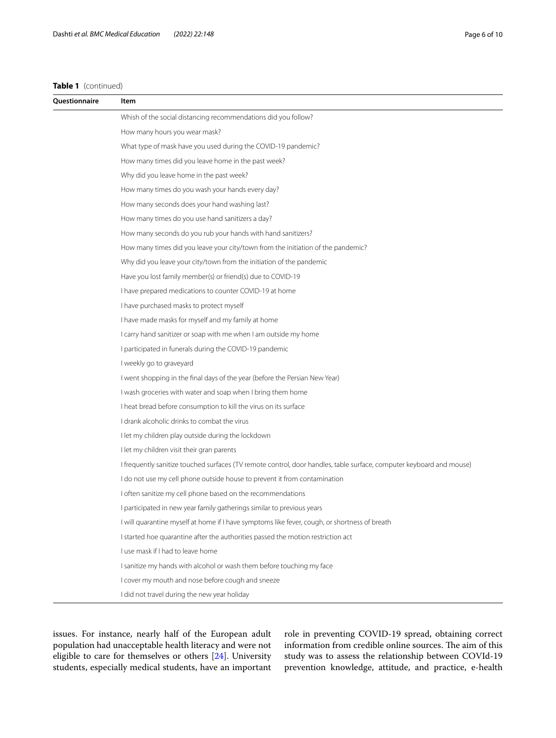**Table 1** (continued)

| Questionnaire | Item |
|---|---|
| | Whish of the social distancing recommendations did you follow? |
| | How many hours you wear mask? |
| | What type of mask have you used during the COVID-19 pandemic? |
| | How many times did you leave home in the past week? |
| | Why did you leave home in the past week? |
| | How many times do you wash your hands every day? |
| | How many seconds does your hand washing last? |
| | How many times do you use hand sanitizers a day? |
| | How many seconds do you rub your hands with hand sanitizers? |
| | How many times did you leave your city/town from the initiation of the pandemic? |
| | Why did you leave your city/town from the initiation of the pandemic |
| | Have you lost family member(s) or friend(s) due to COVID-19 |
| | I have prepared medications to counter COVID-19 at home |
| | I have purchased masks to protect myself |
| | I have made masks for myself and my family at home |
| | I carry hand sanitizer or soap with me when I am outside my home |
| | I participated in funerals during the COVID-19 pandemic |
| | I weekly go to graveyard |
| | I went shopping in the final days of the year (before the Persian New Year) |
| | I wash groceries with water and soap when I bring them home |
| | I heat bread before consumption to kill the virus on its surface |
| | I drank alcoholic drinks to combat the virus |
| | I let my children play outside during the lockdown |
| | I let my children visit their gran parents |
| | I frequently sanitize touched surfaces (TV remote control, door handles, table surface, computer keyboard and mouse) |
| | I do not use my cell phone outside house to prevent it from contamination |
| | I often sanitize my cell phone based on the recommendations |
| | I participated in new year family gatherings similar to previous years |
| | I will quarantine myself at home if I have symptoms like fever, cough, or shortness of breath |
| | I started hoe quarantine after the authorities passed the motion restriction act |
| | I use mask if I had to leave home |
| | I sanitize my hands with alcohol or wash them before touching my face |
| | I cover my mouth and nose before cough and sneeze |
| | I did not travel during the new year holiday |

issues. For instance, nearly half of the European adult population had unacceptable health literacy and were not eligible to care for themselves or others [24]. University students, especially medical students, have an important role in preventing COVID-19 spread, obtaining correct information from credible online sources. The aim of this study was to assess the relationship between COVId-19 prevention knowledge, attitude, and practice, e-health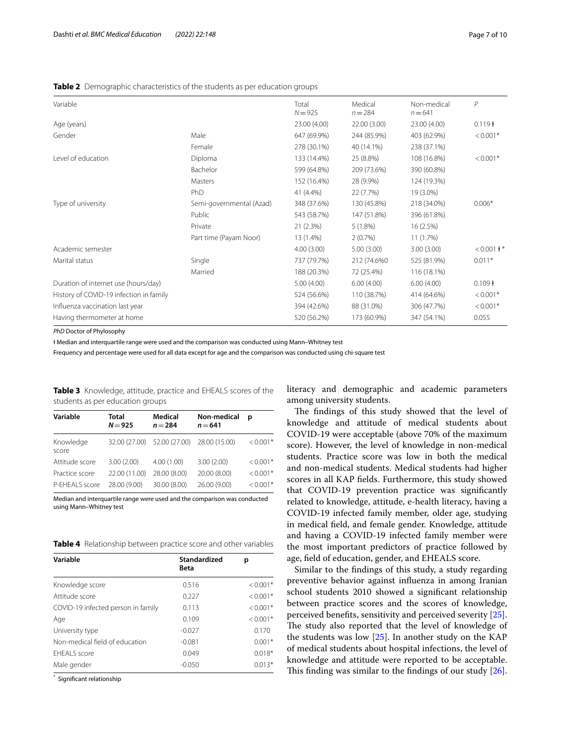**Table 2** Demographic characteristics of the students as per education groups

| Variable | | Total $N=925$ | Medical $n=284$ | Non-medical $n=641$ | $P$ |
|---|---|---|---|---|---|
| Age (years) | | 23.00 (4.00) | 22.00 (3.00) | 23.00 (4.00) | 0.119ł |
| Gender | Male | 647 (69.9%) | 244 (85.9%) | 403 (62.9%) | <0.001* |
| | Female | 278 (30.1%) | 40 (14.1%) | 238 (37.1%) | |
| Level of education | Diploma | 133 (14.4%) | 25 (8.8%) | 108 (16.8%) | <0.001* |
| | Bachelor | 599 (64.8%) | 209 (73.6%) | 390 (60.8%) | |
| | Masters | 152 (16.4%) | 28 (9.9%) | 124 (19.3%) | |
| | PhD | 41 (4.4%) | 22 (7.7%) | 19 (3.0%) | |
| Type of university | Semi-governmental (Azad) | 348 (37.6%) | 130 (45.8%) | 218 (34.0%) | 0.006* |
| | Public | 543 (58.7%) | 147 (51.8%) | 396 (61.8%) | |
| | Private | 21 (2.3%) | 5 (1.8%) | 16 (2.5%) | |
| | Part time (Payam Noor) | 13 (1.4%) | 2 (0.7%) | 11 (1.7%) | |
| Academic semester | | 4.00 (3.00) | 5.00 (3.00) | 3.00 (3.00) | <0.001ł* |
| Marital status | Single | 737 (79.7%) | 212 (74.6%0 | 525 (81.9%) | 0.011* |
| | Married | 188 (20.3%) | 72 (25.4%) | 116 (18.1%) | |
| Duration of internet use (hours/day) | | 5.00 (4.00) | 6.00 (4.00) | 6.00 (4.00) | 0.109ł |
| History of COVID-19 infection in family | | 524 (56.6%) | 110 (38.7%) | 414 (64.6%) | <0.001* |
| Influenza vaccination last year | | 394 (42.6%) | 88 (31.0%) | 306 (47.7%) | <0.001* |
| Having thermometer at home | | 520 (56.2%) | 173 (60.9%) | 347 (54.1%) | 0.055 |

*PhD* Doctor of Phylosophy

ł Median and interquartile range were used and the comparison was conducted using Mann–Whitney test

Frequency and percentage were used for all data except for age and the comparison was conducted using chi-square test

**Table 3** Knowledge, attitude, practice and EHEALS scores of the students as per education groups

| Variable | Total $N=925$ | Medical $n=284$ | Non-medical $n=641$ | p |
|---|---|---|---|---|
| Knowledge score | 32.00 (27.00) | 52.00 (27.00) | 28.00 (15.00) | <0.001* |
| Attitude score | 3.00 (2.00) | 4.00 (1.00) | 3.00 (2.00) | <0.001* |
| Practice score | 22.00 (11.00) | 28.00 (8.00) | 20.00 (8.00) | <0.001* |
| P-EHEALS score | 28.00 (9.00) | 30.00 (8.00) | 26.00 (9.00) | <0.001* |

Median and interquartile range were used and the comparison was conducted using Mann–Whitney test

**Table 4** Relationship between practice score and other variables

| Variable | Standardized Beta | p |
|---|---|---|
| Knowledge score | 0.516 | <0.001* |
| Attitude score | 0.227 | <0.001* |
| COVID-19 infected person in family | 0.113 | <0.001* |
| Age | 0.109 | <0.001* |
| University type | -0.027 | 0.170 |
| Non-medical field of education | -0.081 | 0.001* |
| EHEALS score | 0.049 | 0.018* |
| Male gender | -0.050 | 0.013* |

\* Significant relationship

literacy and demographic and academic parameters among university students.

The findings of this study showed that the level of knowledge and attitude of medical students about COVID-19 were acceptable (above 70% of the maximum score). However, the level of knowledge in non-medical students. Practice score was low in both the medical and non-medical students. Medical students had higher scores in all KAP fields. Furthermore, this study showed that COVID-19 prevention practice was significantly related to knowledge, attitude, e-health literacy, having a COVID-19 infected family member, older age, studying in medical field, and female gender. Knowledge, attitude and having a COVID-19 infected family member were the most important predictors of practice followed by age, field of education, gender, and EHEALS score.

Similar to the findings of this study, a study regarding preventive behavior against influenza in among Iranian school students 2010 showed a significant relationship between practice scores and the scores of knowledge, perceived benefits, sensitivity and perceived severity [25]. The study also reported that the level of knowledge of the students was low [25]. In another study on the KAP of medical students about hospital infections, the level of knowledge and attitude were reported to be acceptable. This finding was similar to the findings of our study [26].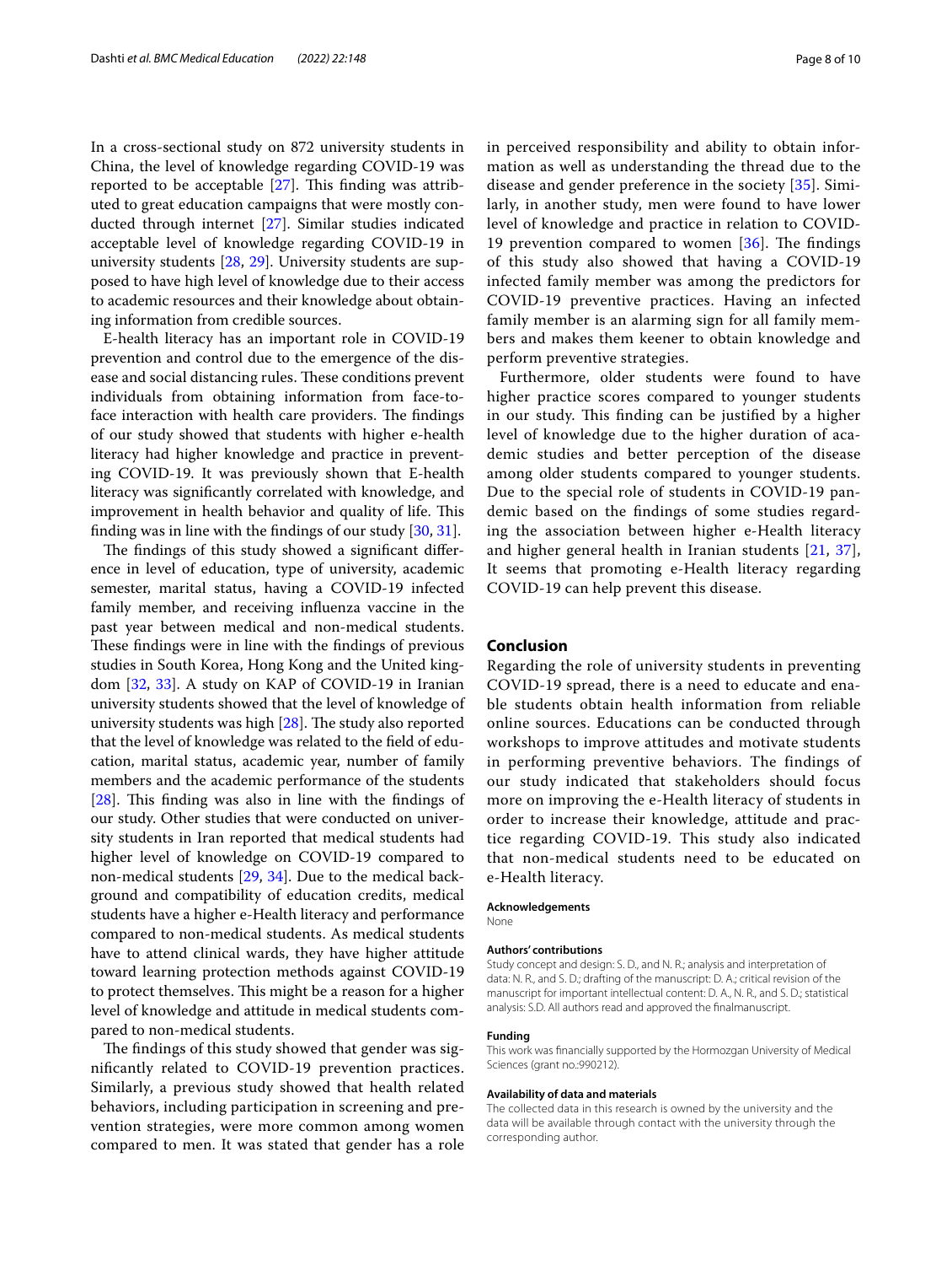In a cross-sectional study on 872 university students in China, the level of knowledge regarding COVID-19 was reported to be acceptable [27]. This finding was attributed to great education campaigns that were mostly conducted through internet [27]. Similar studies indicated acceptable level of knowledge regarding COVID-19 in university students [28, 29]. University students are supposed to have high level of knowledge due to their access to academic resources and their knowledge about obtaining information from credible sources.

E-health literacy has an important role in COVID-19 prevention and control due to the emergence of the disease and social distancing rules. These conditions prevent individuals from obtaining information from face-to-face interaction with health care providers. The findings of our study showed that students with higher e-health literacy had higher knowledge and practice in preventing COVID-19. It was previously shown that E-health literacy was significantly correlated with knowledge, and improvement in health behavior and quality of life. This finding was in line with the findings of our study [30, 31].

The findings of this study showed a significant difference in level of education, type of university, academic semester, marital status, having a COVID-19 infected family member, and receiving influenza vaccine in the past year between medical and non-medical students. These findings were in line with the findings of previous studies in South Korea, Hong Kong and the United kingdom [32, 33]. A study on KAP of COVID-19 in Iranian university students showed that the level of knowledge of university students was high [28]. The study also reported that the level of knowledge was related to the field of education, marital status, academic year, number of family members and the academic performance of the students [28]. This finding was also in line with the findings of our study. Other studies that were conducted on university students in Iran reported that medical students had higher level of knowledge on COVID-19 compared to non-medical students [29, 34]. Due to the medical background and compatibility of education credits, medical students have a higher e-Health literacy and performance compared to non-medical students. As medical students have to attend clinical wards, they have higher attitude toward learning protection methods against COVID-19 to protect themselves. This might be a reason for a higher level of knowledge and attitude in medical students compared to non-medical students.

The findings of this study showed that gender was significantly related to COVID-19 prevention practices. Similarly, a previous study showed that health related behaviors, including participation in screening and prevention strategies, were more common among women compared to men. It was stated that gender has a role in perceived responsibility and ability to obtain information as well as understanding the thread due to the disease and gender preference in the society [35]. Similarly, in another study, men were found to have lower level of knowledge and practice in relation to COVID-19 prevention compared to women [36]. The findings of this study also showed that having a COVID-19 infected family member was among the predictors for COVID-19 preventive practices. Having an infected family member is an alarming sign for all family members and makes them keener to obtain knowledge and perform preventive strategies.

Furthermore, older students were found to have higher practice scores compared to younger students in our study. This finding can be justified by a higher level of knowledge due to the higher duration of academic studies and better perception of the disease among older students compared to younger students. Due to the special role of students in COVID-19 pandemic based on the findings of some studies regarding the association between higher e-Health literacy and higher general health in Iranian students [21, 37], It seems that promoting e-Health literacy regarding COVID-19 can help prevent this disease.

## Conclusion

Regarding the role of university students in preventing COVID-19 spread, there is a need to educate and enable students obtain health information from reliable online sources. Educations can be conducted through workshops to improve attitudes and motivate students in performing preventive behaviors. The findings of our study indicated that stakeholders should focus more on improving the e-Health literacy of students in order to increase their knowledge, attitude and practice regarding COVID-19. This study also indicated that non-medical students need to be educated on e-Health literacy.

#### Acknowledgements
None

#### Authors' contributions
Study concept and design: S. D., and N. R.; analysis and interpretation of data: N. R., and S. D.; drafting of the manuscript: D. A.; critical revision of the manuscript for important intellectual content: D. A., N. R., and S. D.; statistical analysis: S.D. All authors read and approved the finalmanuscript.

#### Funding
This work was financially supported by the Hormozgan University of Medical Sciences (grant no.:990212).

#### Availability of data and materials
The collected data in this research is owned by the university and the data will be available through contact with the university through the corresponding author.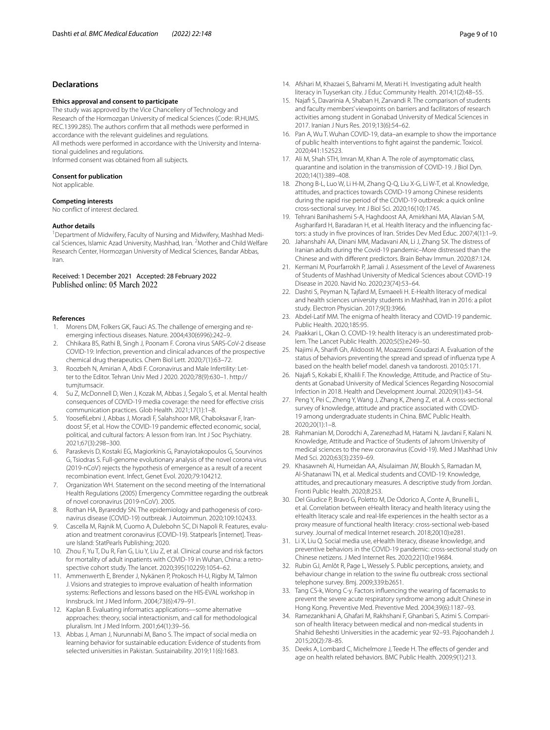## Declarations

### Ethics approval and consent to participate

The study was approved by the Vice Chancellery of Technology and Research of the Hormozgan University of medical Sciences (Code: IR.HUMS.REC.1399.285). The authors confirm that all methods were performed in accordance with the relevant guidelines and regulations.

All methods were performed in accordance with the University and International guidelines and regulations.

Informed consent was obtained from all subjects.

### Consent for publication

Not applicable.

### Competing interests

No conflict of interest declared.

### Author details

[1]Department of Midwifery, Faculty of Nursing and Midwifery, Mashhad Medical Sciences, Islamic Azad University, Mashhad, Iran. [2]Mother and Child Welfare Research Center, Hormozgan University of Medical Sciences, Bandar Abbas, Iran.

Received: 1 December 2021 Accepted: 28 February 2022
Published online: 05 March 2022

## References

1. Morens DM, Folkers GK, Fauci AS. The challenge of emerging and re-emerging infectious diseases. Nature. 2004;430(6996):242–9.
2. Chhikara BS, Rathi B, Singh J, Poonam F. Corona virus SARS-CoV-2 disease COVID-19: Infection, prevention and clinical advances of the prospective chemical drug therapeutics. Chem Biol Lett. 2020;7(1):63–72.
3. Roozbeh N, Amirian A, Abdi F. Coronavirus and Male Infertility: Letter to the Editor. Tehran Univ Med J 2020. 2020;78(9):630–1. http://tumjtumsacir.
4. Su Z, McDonnell D, Wen J, Kozak M, Abbas J, Šegalo S, et al. Mental health consequences of COVID-19 media coverage: the need for effective crisis communication practices. Glob Health. 2021;17(1):1–8.
5. YoosefiLebni J, Abbas J, Moradi F, Salahshoor MR, Chaboksavar F, Irandoost SF, et al. How the COVID-19 pandemic effected economic, social, political, and cultural factors: A lesson from Iran. Int J Soc Psychiatry. 2021;67(3):298–300.
6. Paraskevis D, Kostaki EG, Magiorkinis G, Panayiotakopoulos G, Sourvinos G, Tsiodras S. Full-genome evolutionary analysis of the novel corona virus (2019-nCoV) rejects the hypothesis of emergence as a result of a recent recombination event. Infect, Genet Evol. 2020;79:104212.
7. Organization WH. Statement on the second meeting of the International Health Regulations (2005) Emergency Committee regarding the outbreak of novel coronavirus (2019-nCoV). 2005.
8. Rothan HA, Byrareddy SN. The epidemiology and pathogenesis of coronavirus disease (COVID-19) outbreak. J Autoimmun. 2020;109:102433.
9. Cascella M, Rajnik M, Cuomo A, Dulebohn SC, Di Napoli R. Features, evaluation and treatment coronavirus (COVID-19). Statpearls [internet]. Treasure Island: StatPearls Publishing; 2020.
10. Zhou F, Yu T, Du R, Fan G, Liu Y, Liu Z, et al. Clinical course and risk factors for mortality of adult inpatients with COVID-19 in Wuhan, China: a retrospective cohort study. The lancet. 2020;395(10229):1054–62.
11. Ammenwerth E, Brender J, Nykänen P, Prokosch H-U, Rigby M, Talmon J. Visions and strategies to improve evaluation of health information systems: Reflections and lessons based on the HIS-EVAL workshop in Innsbruck. Int J Med Inform. 2004;73(6):479–91.
12. Kaplan B. Evaluating informatics applications—some alternative approaches: theory, social interactionism, and call for methodological pluralism. Int J Med Inform. 2001;64(1):39–56.
13. Abbas J, Aman J, Nurunnabi M, Bano S. The impact of social media on learning behavior for sustainable education: Evidence of students from selected universities in Pakistan. Sustainability. 2019;11(6):1683.
14. Afshari M, Khazaei S, Bahrami M, Merati H. Investigating adult health literacy in Tuyserkan city. J Educ Community Health. 2014;1(2):48–55.
15. Najafi S, Davarinia A, Shaban H, Zarvandi R. The comparison of students and faculty members' viewpoints on barriers and facilitators of research activities among student in Gonabad University of Medical Sciences in 2017. Iranian J Nurs Res. 2019;13(6):54–62.
16. Pan A, Wu T. Wuhan COVID-19, data–an example to show the importance of public health interventions to fight against the pandemic. Toxicol. 2020;441:152523.
17. Ali M, Shah STH, Imran M, Khan A. The role of asymptomatic class, quarantine and isolation in the transmission of COVID-19. J Biol Dyn. 2020;14(1):389–408.
18. Zhong B-L, Luo W, Li H-M, Zhang Q-Q, Liu X-G, Li W-T, et al. Knowledge, attitudes, and practices towards COVID-19 among Chinese residents during the rapid rise period of the COVID-19 outbreak: a quick online cross-sectional survey. Int J Biol Sci. 2020;16(10):1745.
19. Tehrani Banihashemi S-A, Haghdoost AA, Amirkhani MA, Alavian S-M, Asgharifard H, Baradaran H, et al. Health literacy and the influencing factors: a study in five provinces of Iran. Strides Dev Med Educ. 2007;4(1):1–9.
20. Jahanshahi AA, Dinani MM, Madavani AN, Li J, Zhang SX. The distress of Iranian adults during the Covid-19 pandemic–More distressed than the Chinese and with different predictors. Brain Behav Immun. 2020;87:124.
21. Kermani M, Pourfarrokh P, Jamali J. Assessment of the Level of Awareness of Students of Mashhad University of Medical Sciences about COVID-19 Disease in 2020. Navid No. 2020;23(74):53–64.
22. Dashti S, Peyman N, Tajfard M, Esmaeeli H. E-Health literacy of medical and health sciences university students in Mashhad, Iran in 2016: a pilot study. Electron Physician. 2017;9(3):3966.
23. Abdel-Latif MM. The enigma of health literacy and COVID-19 pandemic. Public Health. 2020;185:95.
24. Paakkari L, Okan O. COVID-19: health literacy is an underestimated problem. The Lancet Public Health. 2020;5(5):e249–50.
25. Najimi A, Sharifi Gh, Alidoosti M, Moazzemi Goudarzi A. Evaluation of the status of behaviors preventing the spread and spread of influenza type A based on the health belief model. danesh va tandorosti. 2010;5:171.
26. Najafi S, Kokabi E, Khalili F. The Knowledge, Attitude, and Practice of Students at Gonabad University of Medical Sciences Regarding Nosocomial Infection in 2018. Health and Development Journal. 2020;9(1):43–54.
27. Peng Y, Pei C, Zheng Y, Wang J, Zhang K, Zheng Z, et al. A cross-sectional survey of knowledge, attitude and practice associated with COVID-19 among undergraduate students in China. BMC Public Health. 2020;20(1):1–8.
28. Rahmanian M, Dorodchi A, Zarenezhad M, Hatami N, Javdani F, Kalani N. Knowledge, Attitude and Practice of Students of Jahrom University of medical sciences to the new coronavirus (Covid-19). Med J Mashhad Univ Med Sci. 2020;63(3):2359–69.
29. Khasawneh AI, Humeidan AA, Alsulaiman JW, Bloukh S, Ramadan M, Al-Shatanawi TN, et al. Medical students and COVID-19: Knowledge, attitudes, and precautionary measures. A descriptive study from Jordan. Fronti Public Health. 2020;8:253.
30. Del Giudice P, Bravo G, Poletto M, De Odorico A, Conte A, Brunelli L, et al. Correlation between eHealth literacy and health literacy using the eHealth literacy scale and real-life experiences in the health sector as a proxy measure of functional health literacy: cross-sectional web-based survey. Journal of medical Internet research. 2018;20(10):e281.
31. Li X, Liu Q. Social media use, eHealth literacy, disease knowledge, and preventive behaviors in the COVID-19 pandemic: cross-sectional study on Chinese netizens. J Med Internet Res. 2020;22(10):e19684.
32. Rubin GJ, Amlôt R, Page L, Wessely S. Public perceptions, anxiety, and behaviour change in relation to the swine flu outbreak: cross sectional telephone survey. Bmj. 2009;339:b2651.
33. Tang CS-k, Wong C-y. Factors influencing the wearing of facemasks to prevent the severe acute respiratory syndrome among adult Chinese in Hong Kong. Preventive Med. Preventive Med. 2004;39(6):1187–93.
34. Ramezankhani A, Ghafari M, Rakhshani F, Ghanbari S, Azimi S. Comparison of health literacy between medical and non-medical students in Shahid Beheshti Universities in the academic year 92–93. Pajoohandeh J. 2015;20(2):78–85.
35. Deeks A, Lombard C, Michelmore J, Teede H. The effects of gender and age on health related behaviors. BMC Public Health. 2009;9(1):213.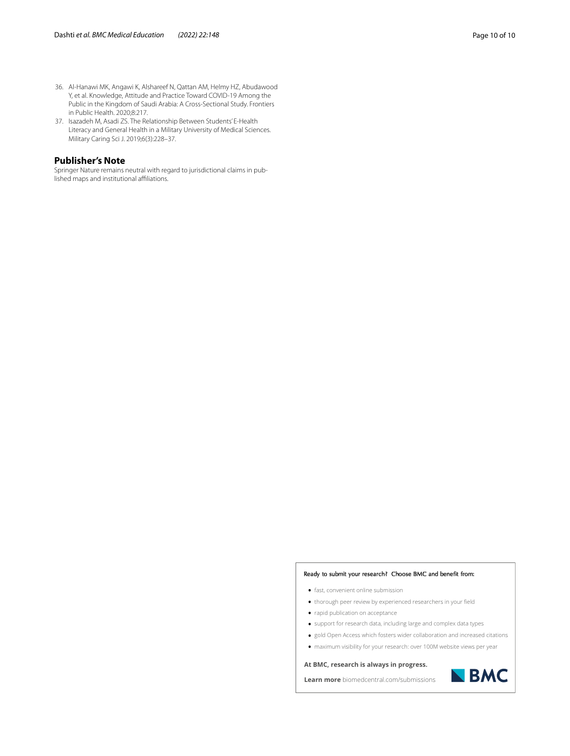36. Al-Hanawi MK, Angawi K, Alshareef N, Qattan AM, Helmy HZ, Abudawood Y, et al. Knowledge, Attitude and Practice Toward COVID-19 Among the Public in the Kingdom of Saudi Arabia: A Cross-Sectional Study. Frontiers in Public Health. 2020;8:217.
37. Isazadeh M, Asadi ZS. The Relationship Between Students' E-Health Literacy and General Health in a Military University of Medical Sciences. Military Caring Sci J. 2019;6(3):228–37.

## Publisher's Note

Springer Nature remains neutral with regard to jurisdictional claims in published maps and institutional affiliations.

Ready to submit your research? Choose BMC and benefit from:

- fast, convenient online submission
- thorough peer review by experienced researchers in your field
- rapid publication on acceptance
- support for research data, including large and complex data types
- gold Open Access which fosters wider collaboration and increased citations
- maximum visibility for your research: over 100M website views per year

**At BMC, research is always in progress.**

**Learn more** biomedcentral.com/submissions

BMC